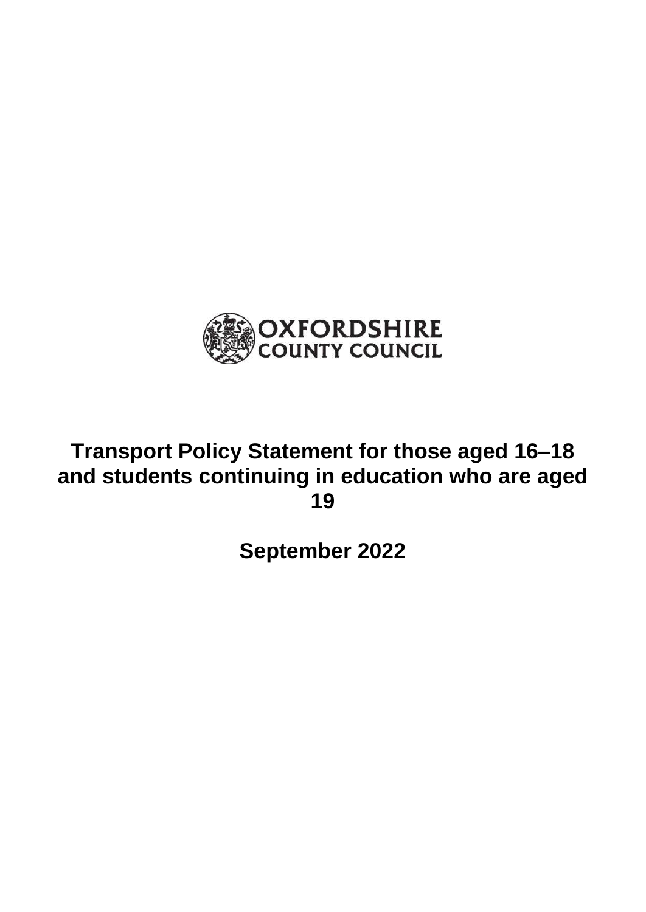OXFORDSHIRE COUNTY COUNCIL

# Transport Policy Statement for those aged 16–18 and students continuing in education who are aged 19

## September 2022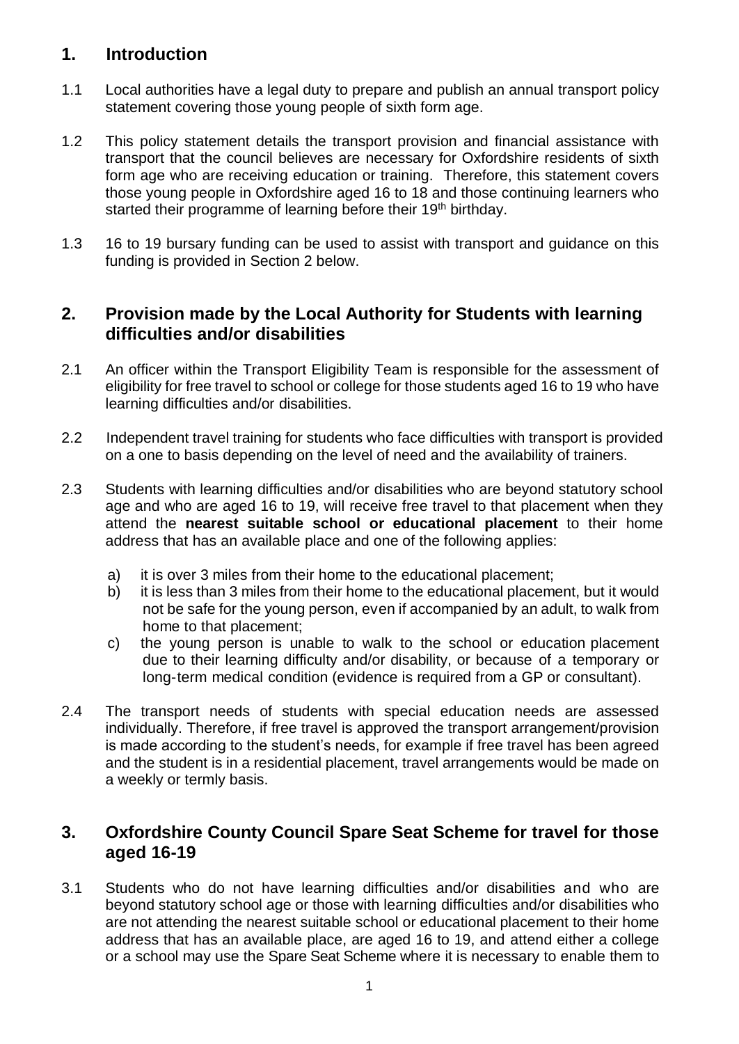## 1. Introduction

1.1 Local authorities have a legal duty to prepare and publish an annual transport policy statement covering those young people of sixth form age.

1.2 This policy statement details the transport provision and financial assistance with transport that the council believes are necessary for Oxfordshire residents of sixth form age who are receiving education or training. Therefore, this statement covers those young people in Oxfordshire aged 16 to 18 and those continuing learners who started their programme of learning before their 19th birthday.

1.3 16 to 19 bursary funding can be used to assist with transport and guidance on this funding is provided in Section 2 below.

## 2. Provision made by the Local Authority for Students with learning difficulties and/or disabilities

2.1 An officer within the Transport Eligibility Team is responsible for the assessment of eligibility for free travel to school or college for those students aged 16 to 19 who have learning difficulties and/or disabilities.

2.2 Independent travel training for students who face difficulties with transport is provided on a one to basis depending on the level of need and the availability of trainers.

2.3 Students with learning difficulties and/or disabilities who are beyond statutory school age and who are aged 16 to 19, will receive free travel to that placement when they attend the **nearest suitable school or educational placement** to their home address that has an available place and one of the following applies:

a) it is over 3 miles from their home to the educational placement;

b) it is less than 3 miles from their home to the educational placement, but it would not be safe for the young person, even if accompanied by an adult, to walk from home to that placement;

c) the young person is unable to walk to the school or education placement due to their learning difficulty and/or disability, or because of a temporary or long-term medical condition (evidence is required from a GP or consultant).

2.4 The transport needs of students with special education needs are assessed individually. Therefore, if free travel is approved the transport arrangement/provision is made according to the student's needs, for example if free travel has been agreed and the student is in a residential placement, travel arrangements would be made on a weekly or termly basis.

## 3. Oxfordshire County Council Spare Seat Scheme for travel for those aged 16-19

3.1 Students who do not have learning difficulties and/or disabilities and who are beyond statutory school age or those with learning difficulties and/or disabilities who are not attending the nearest suitable school or educational placement to their home address that has an available place, are aged 16 to 19, and attend either a college or a school may use the Spare Seat Scheme where it is necessary to enable them to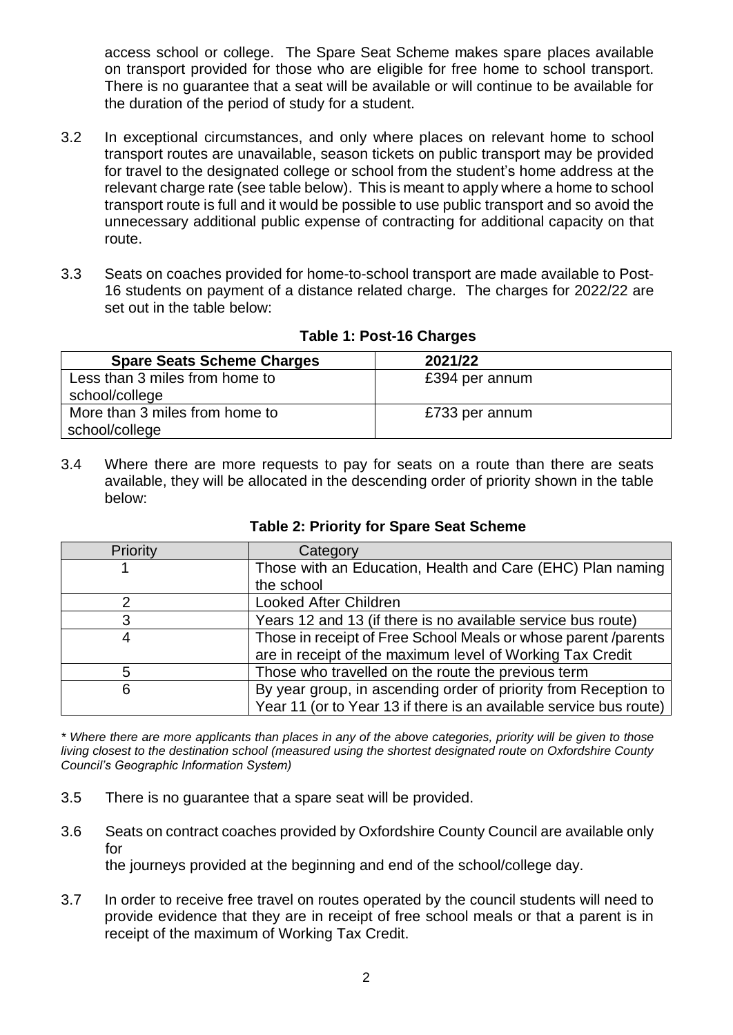access school or college. The Spare Seat Scheme makes spare places available on transport provided for those who are eligible for free home to school transport. There is no guarantee that a seat will be available or will continue to be available for the duration of the period of study for a student.

3.2 In exceptional circumstances, and only where places on relevant home to school transport routes are unavailable, season tickets on public transport may be provided for travel to the designated college or school from the student's home address at the relevant charge rate (see table below). This is meant to apply where a home to school transport route is full and it would be possible to use public transport and so avoid the unnecessary additional public expense of contracting for additional capacity on that route.

3.3 Seats on coaches provided for home-to-school transport are made available to Post-16 students on payment of a distance related charge. The charges for 2022/22 are set out in the table below:

**Table 1: Post-16 Charges**

| Spare Seats Scheme Charges | 2021/22 |
|---|---|
| Less than 3 miles from home to school/college | £394 per annum |
| More than 3 miles from home to school/college | £733 per annum |

3.4 Where there are more requests to pay for seats on a route than there are seats available, they will be allocated in the descending order of priority shown in the table below:

**Table 2: Priority for Spare Seat Scheme**

| Priority | Category |
|---|---|
| 1 | Those with an Education, Health and Care (EHC) Plan naming the school |
| 2 | Looked After Children |
| 3 | Years 12 and 13 (if there is no available service bus route) |
| 4 | Those in receipt of Free School Meals or whose parent /parents are in receipt of the maximum level of Working Tax Credit |
| 5 | Those who travelled on the route the previous term |
| 6 | By year group, in ascending order of priority from Reception to Year 11 (or to Year 13 if there is an available service bus route) |

*\* Where there are more applicants than places in any of the above categories, priority will be given to those living closest to the destination school (measured using the shortest designated route on Oxfordshire County Council's Geographic Information System)*

3.5 There is no guarantee that a spare seat will be provided.

3.6 Seats on contract coaches provided by Oxfordshire County Council are available only for
the journeys provided at the beginning and end of the school/college day.

3.7 In order to receive free travel on routes operated by the council students will need to provide evidence that they are in receipt of free school meals or that a parent is in receipt of the maximum of Working Tax Credit.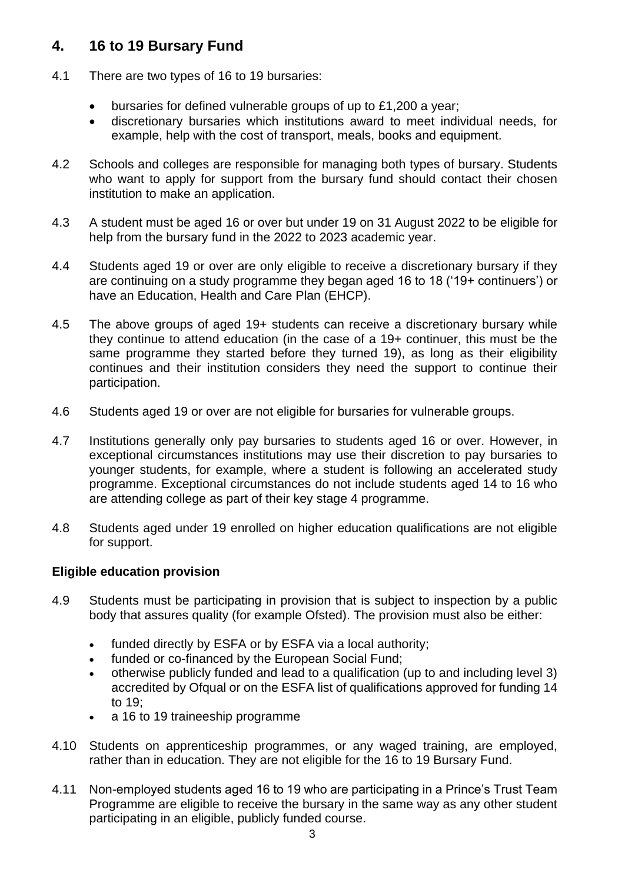## 4. 16 to 19 Bursary Fund

4.1 There are two types of 16 to 19 bursaries:

- bursaries for defined vulnerable groups of up to £1,200 a year;
- discretionary bursaries which institutions award to meet individual needs, for example, help with the cost of transport, meals, books and equipment.

4.2 Schools and colleges are responsible for managing both types of bursary. Students who want to apply for support from the bursary fund should contact their chosen institution to make an application.

4.3 A student must be aged 16 or over but under 19 on 31 August 2022 to be eligible for help from the bursary fund in the 2022 to 2023 academic year.

4.4 Students aged 19 or over are only eligible to receive a discretionary bursary if they are continuing on a study programme they began aged 16 to 18 ('19+ continuers') or have an Education, Health and Care Plan (EHCP).

4.5 The above groups of aged 19+ students can receive a discretionary bursary while they continue to attend education (in the case of a 19+ continuer, this must be the same programme they started before they turned 19), as long as their eligibility continues and their institution considers they need the support to continue their participation.

4.6 Students aged 19 or over are not eligible for bursaries for vulnerable groups.

4.7 Institutions generally only pay bursaries to students aged 16 or over. However, in exceptional circumstances institutions may use their discretion to pay bursaries to younger students, for example, where a student is following an accelerated study programme. Exceptional circumstances do not include students aged 14 to 16 who are attending college as part of their key stage 4 programme.

4.8 Students aged under 19 enrolled on higher education qualifications are not eligible for support.

### Eligible education provision

4.9 Students must be participating in provision that is subject to inspection by a public body that assures quality (for example Ofsted). The provision must also be either:

- funded directly by ESFA or by ESFA via a local authority;
- funded or co-financed by the European Social Fund;
- otherwise publicly funded and lead to a qualification (up to and including level 3) accredited by Ofqual or on the ESFA list of qualifications approved for funding 14 to 19;
- a 16 to 19 traineeship programme

4.10 Students on apprenticeship programmes, or any waged training, are employed, rather than in education. They are not eligible for the 16 to 19 Bursary Fund.

4.11 Non-employed students aged 16 to 19 who are participating in a Prince's Trust Team Programme are eligible to receive the bursary in the same way as any other student participating in an eligible, publicly funded course.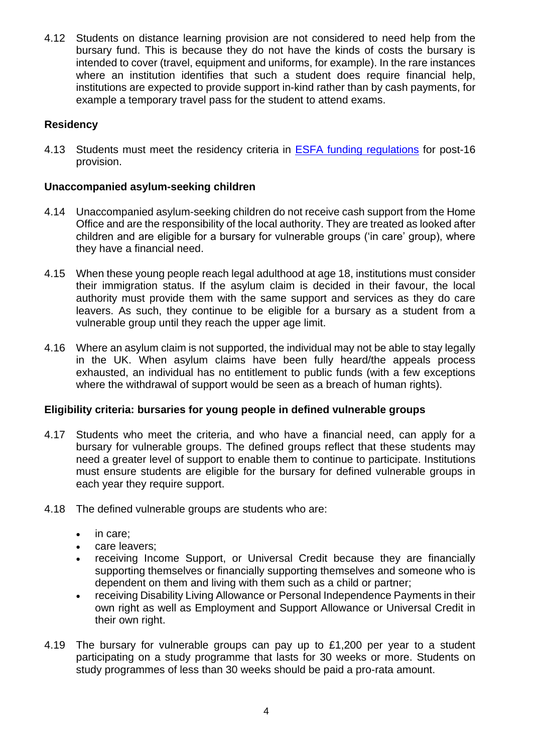4.12 Students on distance learning provision are not considered to need help from the bursary fund. This is because they do not have the kinds of costs the bursary is intended to cover (travel, equipment and uniforms, for example). In the rare instances where an institution identifies that such a student does require financial help, institutions are expected to provide support in-kind rather than by cash payments, for example a temporary travel pass for the student to attend exams.

### Residency

4.13 Students must meet the residency criteria in [ESFA funding regulations]() for post-16 provision.

### Unaccompanied asylum-seeking children

4.14 Unaccompanied asylum-seeking children do not receive cash support from the Home Office and are the responsibility of the local authority. They are treated as looked after children and are eligible for a bursary for vulnerable groups ('in care' group), where they have a financial need.

4.15 When these young people reach legal adulthood at age 18, institutions must consider their immigration status. If the asylum claim is decided in their favour, the local authority must provide them with the same support and services as they do care leavers. As such, they continue to be eligible for a bursary as a student from a vulnerable group until they reach the upper age limit.

4.16 Where an asylum claim is not supported, the individual may not be able to stay legally in the UK. When asylum claims have been fully heard/the appeals process exhausted, an individual has no entitlement to public funds (with a few exceptions where the withdrawal of support would be seen as a breach of human rights).

### Eligibility criteria: bursaries for young people in defined vulnerable groups

4.17 Students who meet the criteria, and who have a financial need, can apply for a bursary for vulnerable groups. The defined groups reflect that these students may need a greater level of support to enable them to continue to participate. Institutions must ensure students are eligible for the bursary for defined vulnerable groups in each year they require support.

4.18 The defined vulnerable groups are students who are:

- in care;
- care leavers;
- receiving Income Support, or Universal Credit because they are financially supporting themselves or financially supporting themselves and someone who is dependent on them and living with them such as a child or partner;
- receiving Disability Living Allowance or Personal Independence Payments in their own right as well as Employment and Support Allowance or Universal Credit in their own right.

4.19 The bursary for vulnerable groups can pay up to £1,200 per year to a student participating on a study programme that lasts for 30 weeks or more. Students on study programmes of less than 30 weeks should be paid a pro-rata amount.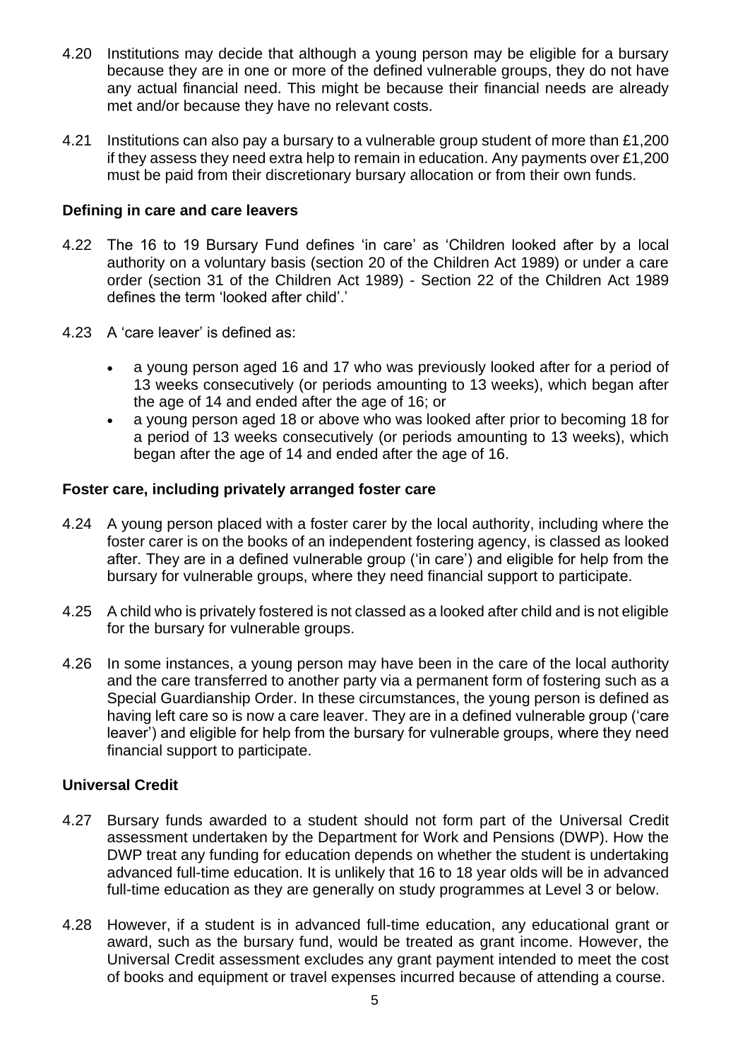4.20 Institutions may decide that although a young person may be eligible for a bursary because they are in one or more of the defined vulnerable groups, they do not have any actual financial need. This might be because their financial needs are already met and/or because they have no relevant costs.

4.21 Institutions can also pay a bursary to a vulnerable group student of more than £1,200 if they assess they need extra help to remain in education. Any payments over £1,200 must be paid from their discretionary bursary allocation or from their own funds.

### Defining in care and care leavers

4.22 The 16 to 19 Bursary Fund defines 'in care' as 'Children looked after by a local authority on a voluntary basis (section 20 of the Children Act 1989) or under a care order (section 31 of the Children Act 1989) - Section 22 of the Children Act 1989 defines the term 'looked after child'.'

4.23 A 'care leaver' is defined as:

- a young person aged 16 and 17 who was previously looked after for a period of 13 weeks consecutively (or periods amounting to 13 weeks), which began after the age of 14 and ended after the age of 16; or
- a young person aged 18 or above who was looked after prior to becoming 18 for a period of 13 weeks consecutively (or periods amounting to 13 weeks), which began after the age of 14 and ended after the age of 16.

### Foster care, including privately arranged foster care

4.24 A young person placed with a foster carer by the local authority, including where the foster carer is on the books of an independent fostering agency, is classed as looked after. They are in a defined vulnerable group ('in care') and eligible for help from the bursary for vulnerable groups, where they need financial support to participate.

4.25 A child who is privately fostered is not classed as a looked after child and is not eligible for the bursary for vulnerable groups.

4.26 In some instances, a young person may have been in the care of the local authority and the care transferred to another party via a permanent form of fostering such as a Special Guardianship Order. In these circumstances, the young person is defined as having left care so is now a care leaver. They are in a defined vulnerable group ('care leaver') and eligible for help from the bursary for vulnerable groups, where they need financial support to participate.

### Universal Credit

4.27 Bursary funds awarded to a student should not form part of the Universal Credit assessment undertaken by the Department for Work and Pensions (DWP). How the DWP treat any funding for education depends on whether the student is undertaking advanced full-time education. It is unlikely that 16 to 18 year olds will be in advanced full-time education as they are generally on study programmes at Level 3 or below.

4.28 However, if a student is in advanced full-time education, any educational grant or award, such as the bursary fund, would be treated as grant income. However, the Universal Credit assessment excludes any grant payment intended to meet the cost of books and equipment or travel expenses incurred because of attending a course.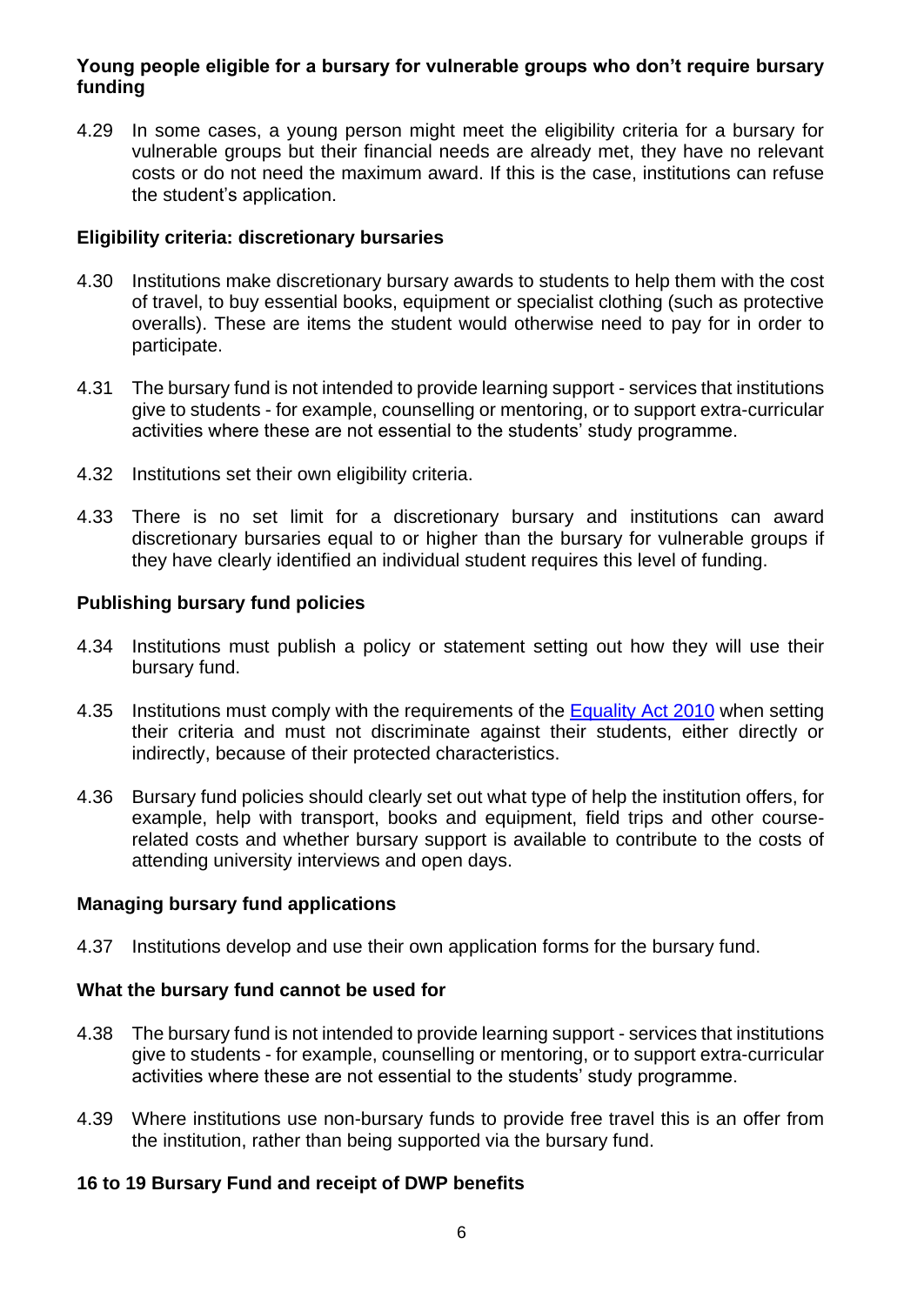### Young people eligible for a bursary for vulnerable groups who don't require bursary funding

4.29 In some cases, a young person might meet the eligibility criteria for a bursary for vulnerable groups but their financial needs are already met, they have no relevant costs or do not need the maximum award. If this is the case, institutions can refuse the student's application.

### Eligibility criteria: discretionary bursaries

4.30 Institutions make discretionary bursary awards to students to help them with the cost of travel, to buy essential books, equipment or specialist clothing (such as protective overalls). These are items the student would otherwise need to pay for in order to participate.

4.31 The bursary fund is not intended to provide learning support - services that institutions give to students - for example, counselling or mentoring, or to support extra-curricular activities where these are not essential to the students' study programme.

4.32 Institutions set their own eligibility criteria.

4.33 There is no set limit for a discretionary bursary and institutions can award discretionary bursaries equal to or higher than the bursary for vulnerable groups if they have clearly identified an individual student requires this level of funding.

### Publishing bursary fund policies

4.34 Institutions must publish a policy or statement setting out how they will use their bursary fund.

4.35 Institutions must comply with the requirements of the [Equality Act 2010] when setting their criteria and must not discriminate against their students, either directly or indirectly, because of their protected characteristics.

4.36 Bursary fund policies should clearly set out what type of help the institution offers, for example, help with transport, books and equipment, field trips and other course-related costs and whether bursary support is available to contribute to the costs of attending university interviews and open days.

### Managing bursary fund applications

4.37 Institutions develop and use their own application forms for the bursary fund.

### What the bursary fund cannot be used for

4.38 The bursary fund is not intended to provide learning support - services that institutions give to students - for example, counselling or mentoring, or to support extra-curricular activities where these are not essential to the students' study programme.

4.39 Where institutions use non-bursary funds to provide free travel this is an offer from the institution, rather than being supported via the bursary fund.

### 16 to 19 Bursary Fund and receipt of DWP benefits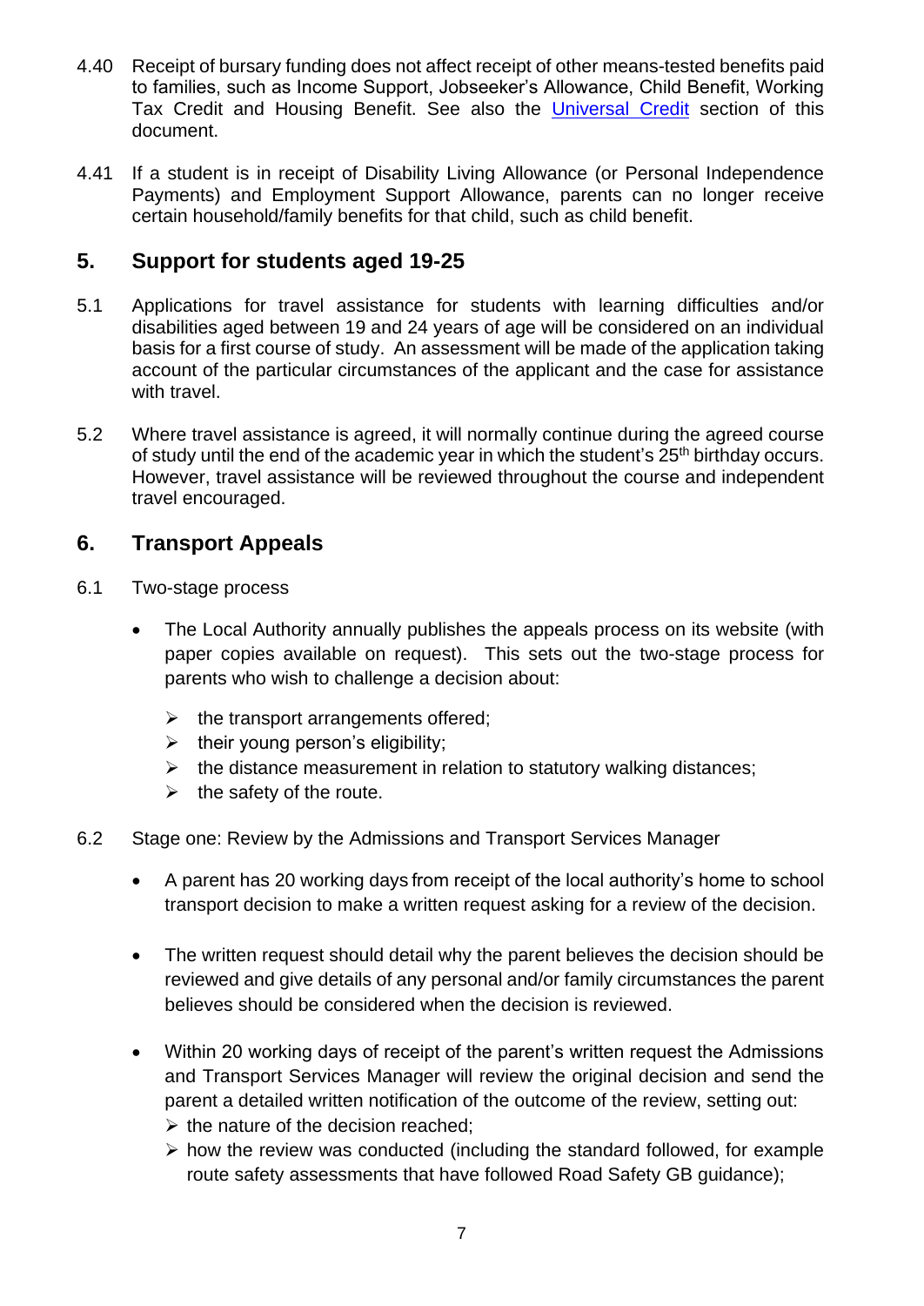4.40 Receipt of bursary funding does not affect receipt of other means-tested benefits paid to families, such as Income Support, Jobseeker's Allowance, Child Benefit, Working Tax Credit and Housing Benefit. See also the Universal Credit section of this document.

4.41 If a student is in receipt of Disability Living Allowance (or Personal Independence Payments) and Employment Support Allowance, parents can no longer receive certain household/family benefits for that child, such as child benefit.

## 5. Support for students aged 19-25

5.1 Applications for travel assistance for students with learning difficulties and/or disabilities aged between 19 and 24 years of age will be considered on an individual basis for a first course of study. An assessment will be made of the application taking account of the particular circumstances of the applicant and the case for assistance with travel.

5.2 Where travel assistance is agreed, it will normally continue during the agreed course of study until the end of the academic year in which the student's 25th birthday occurs. However, travel assistance will be reviewed throughout the course and independent travel encouraged.

## 6. Transport Appeals

6.1 Two-stage process

- The Local Authority annually publishes the appeals process on its website (with paper copies available on request). This sets out the two-stage process for parents who wish to challenge a decision about:
  - the transport arrangements offered;
  - their young person's eligibility;
  - the distance measurement in relation to statutory walking distances;
  - the safety of the route.

6.2 Stage one: Review by the Admissions and Transport Services Manager

- A parent has 20 working days from receipt of the local authority's home to school transport decision to make a written request asking for a review of the decision.

- The written request should detail why the parent believes the decision should be reviewed and give details of any personal and/or family circumstances the parent believes should be considered when the decision is reviewed.

- Within 20 working days of receipt of the parent's written request the Admissions and Transport Services Manager will review the original decision and send the parent a detailed written notification of the outcome of the review, setting out:
  - the nature of the decision reached;
  - how the review was conducted (including the standard followed, for example route safety assessments that have followed Road Safety GB guidance);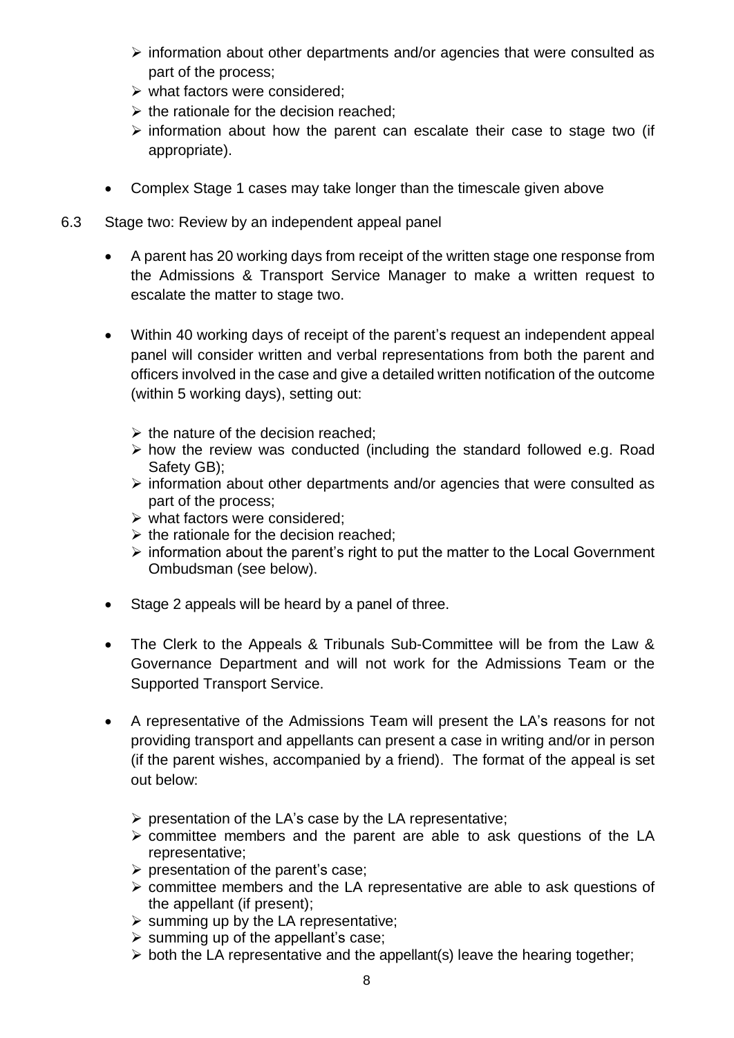- information about other departments and/or agencies that were consulted as part of the process;
- what factors were considered;
- the rationale for the decision reached;
- information about how the parent can escalate their case to stage two (if appropriate).

- Complex Stage 1 cases may take longer than the timescale given above

6.3 Stage two: Review by an independent appeal panel

- A parent has 20 working days from receipt of the written stage one response from the Admissions & Transport Service Manager to make a written request to escalate the matter to stage two.

- Within 40 working days of receipt of the parent's request an independent appeal panel will consider written and verbal representations from both the parent and officers involved in the case and give a detailed written notification of the outcome (within 5 working days), setting out:

  - the nature of the decision reached;
  - how the review was conducted (including the standard followed e.g. Road Safety GB);
  - information about other departments and/or agencies that were consulted as part of the process;
  - what factors were considered;
  - the rationale for the decision reached;
  - information about the parent's right to put the matter to the Local Government Ombudsman (see below).

- Stage 2 appeals will be heard by a panel of three.

- The Clerk to the Appeals & Tribunals Sub-Committee will be from the Law & Governance Department and will not work for the Admissions Team or the Supported Transport Service.

- A representative of the Admissions Team will present the LA's reasons for not providing transport and appellants can present a case in writing and/or in person (if the parent wishes, accompanied by a friend). The format of the appeal is set out below:

  - presentation of the LA's case by the LA representative;
  - committee members and the parent are able to ask questions of the LA representative;
  - presentation of the parent's case;
  - committee members and the LA representative are able to ask questions of the appellant (if present);
  - summing up by the LA representative;
  - summing up of the appellant's case;
  - both the LA representative and the appellant(s) leave the hearing together;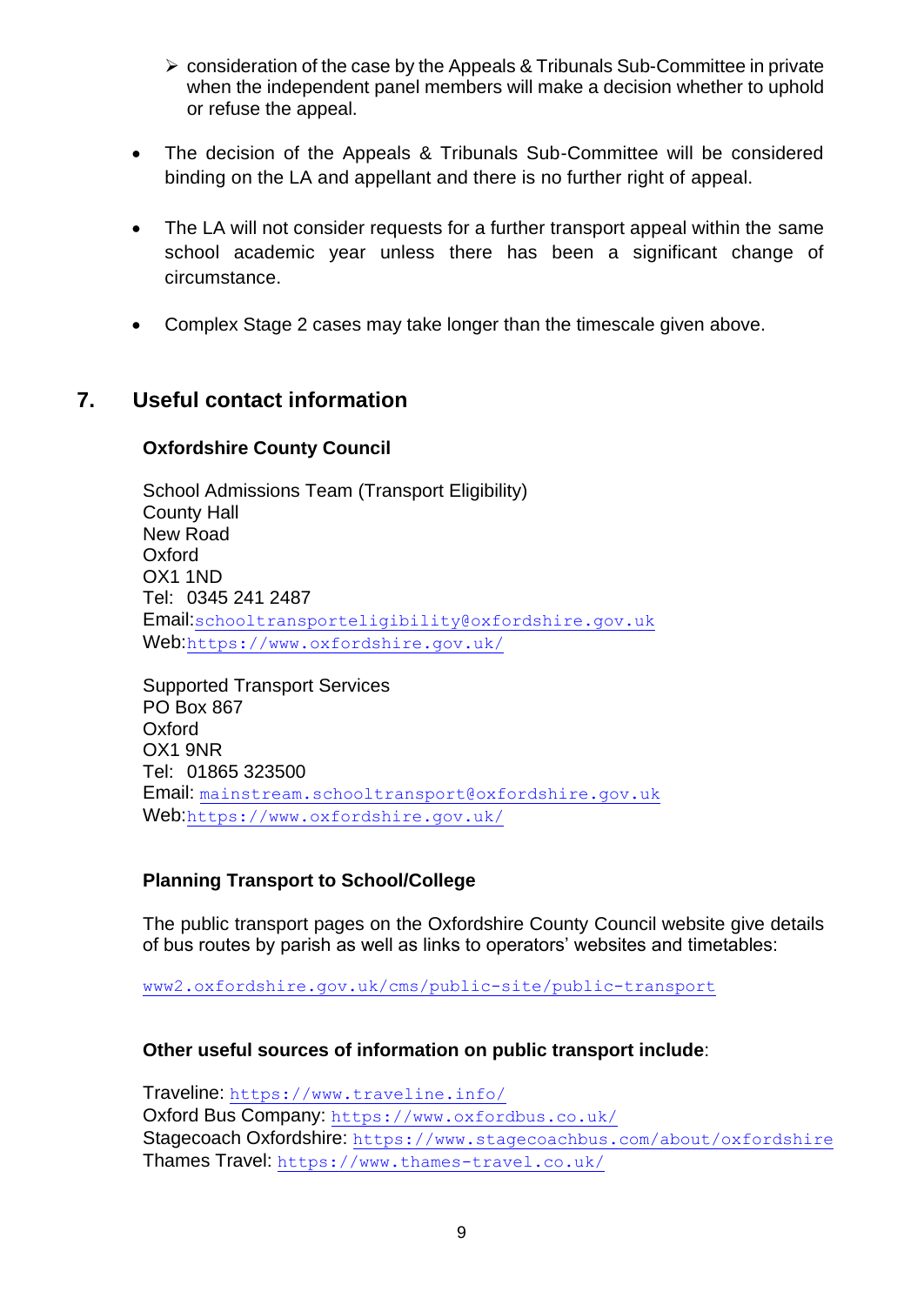- consideration of the case by the Appeals & Tribunals Sub-Committee in private when the independent panel members will make a decision whether to uphold or refuse the appeal.

- The decision of the Appeals & Tribunals Sub-Committee will be considered binding on the LA and appellant and there is no further right of appeal.

- The LA will not consider requests for a further transport appeal within the same school academic year unless there has been a significant change of circumstance.

- Complex Stage 2 cases may take longer than the timescale given above.

## 7. Useful contact information

**Oxfordshire County Council**

School Admissions Team (Transport Eligibility)
County Hall
New Road
Oxford
OX1 1ND
Tel: 0345 241 2487
Email:schooltransporteligibility@oxfordshire.gov.uk
Web:https://www.oxfordshire.gov.uk/

Supported Transport Services
PO Box 867
Oxford
OX1 9NR
Tel: 01865 323500
Email: mainstream.schooltransport@oxfordshire.gov.uk
Web:https://www.oxfordshire.gov.uk/

**Planning Transport to School/College**

The public transport pages on the Oxfordshire County Council website give details of bus routes by parish as well as links to operators' websites and timetables:

www2.oxfordshire.gov.uk/cms/public-site/public-transport

**Other useful sources of information on public transport include**:

Traveline: https://www.traveline.info/
Oxford Bus Company: https://www.oxfordbus.co.uk/
Stagecoach Oxfordshire: https://www.stagecoachbus.com/about/oxfordshire
Thames Travel: https://www.thames-travel.co.uk/